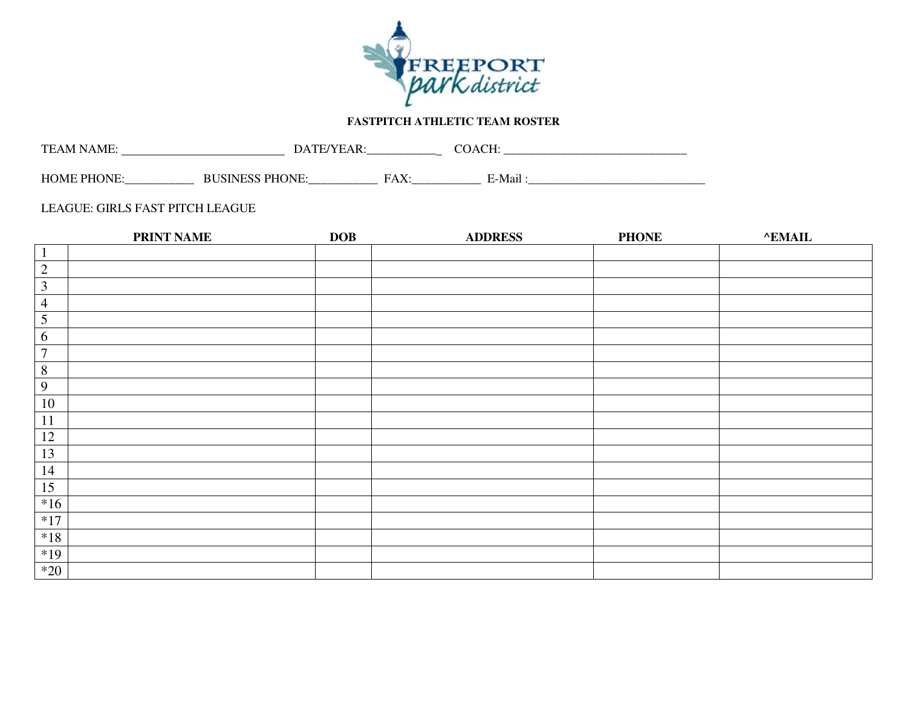**FASTPITCH ATHLETIC TEAM ROSTER**

TEAM NAME: ___________________________ DATE/YEAR:___________ COACH: ______________________________

HOME PHONE:___________ BUSINESS PHONE:___________ FAX:___________ E-Mail :_____________________________

LEAGUE: GIRLS FAST PITCH LEAGUE

| | PRINT NAME | DOB | ADDRESS | PHONE | ^EMAIL |
|---|---|---|---|---|---|
| 1 | | | | | |
| 2 | | | | | |
| 3 | | | | | |
| 4 | | | | | |
| 5 | | | | | |
| 6 | | | | | |
| 7 | | | | | |
| 8 | | | | | |
| 9 | | | | | |
| 10 | | | | | |
| 11 | | | | | |
| 12 | | | | | |
| 13 | | | | | |
| 14 | | | | | |
| 15 | | | | | |
| *16 | | | | | |
| *17 | | | | | |
| *18 | | | | | |
| *19 | | | | | |
| *20 | | | | | |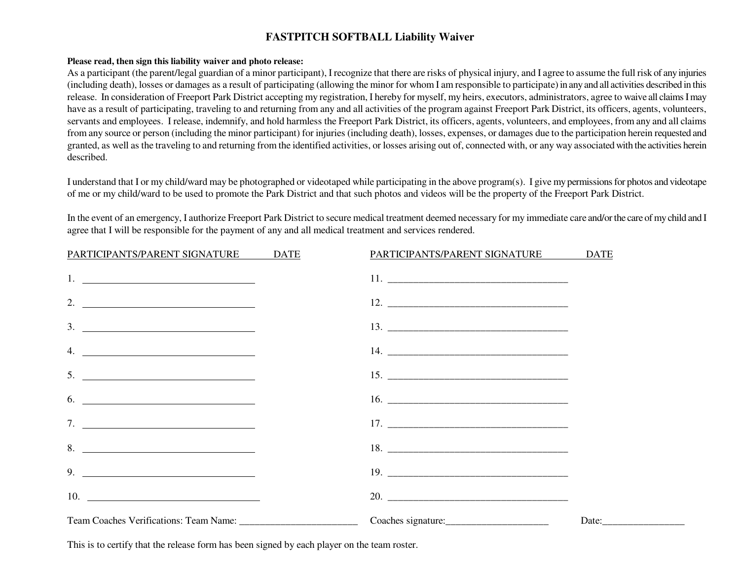# FASTPITCH SOFTBALL Liability Waiver

**Please read, then sign this liability waiver and photo release:**
As a participant (the parent/legal guardian of a minor participant), I recognize that there are risks of physical injury, and I agree to assume the full risk of any injuries (including death), losses or damages as a result of participating (allowing the minor for whom I am responsible to participate) in any and all activities described in this release. In consideration of Freeport Park District accepting my registration, I hereby for myself, my heirs, executors, administrators, agree to waive all claims I may have as a result of participating, traveling to and returning from any and all activities of the program against Freeport Park District, its officers, agents, volunteers, servants and employees. I release, indemnify, and hold harmless the Freeport Park District, its officers, agents, volunteers, and employees, from any and all claims from any source or person (including the minor participant) for injuries (including death), losses, expenses, or damages due to the participation herein requested and granted, as well as the traveling to and returning from the identified activities, or losses arising out of, connected with, or any way associated with the activities herein described.

I understand that I or my child/ward may be photographed or videotaped while participating in the above program(s). I give my permissions for photos and videotape of me or my child/ward to be used to promote the Park District and that such photos and videos will be the property of the Freeport Park District.

In the event of an emergency, I authorize Freeport Park District to secure medical treatment deemed necessary for my immediate care and/or the care of my child and I agree that I will be responsible for the payment of any and all medical treatment and services rendered.

| PARTICIPANTS/PARENT SIGNATURE | DATE | PARTICIPANTS/PARENT SIGNATURE | DATE |
| --- | --- | --- | --- |
| 1. ____________________ | | 11. ____________________ | |
| 2. ____________________ | | 12. ____________________ | |
| 3. ____________________ | | 13. ____________________ | |
| 4. ____________________ | | 14. ____________________ | |
| 5. ____________________ | | 15. ____________________ | |
| 6. ____________________ | | 16. ____________________ | |
| 7. ____________________ | | 17. ____________________ | |
| 8. ____________________ | | 18. ____________________ | |
| 9. ____________________ | | 19. ____________________ | |
| 10. ____________________ | | 20. ____________________ | |

Team Coaches Verifications: Team Name: ________________________ Coaches signature:_____________________ Date:________________

This is to certify that the release form has been signed by each player on the team roster.